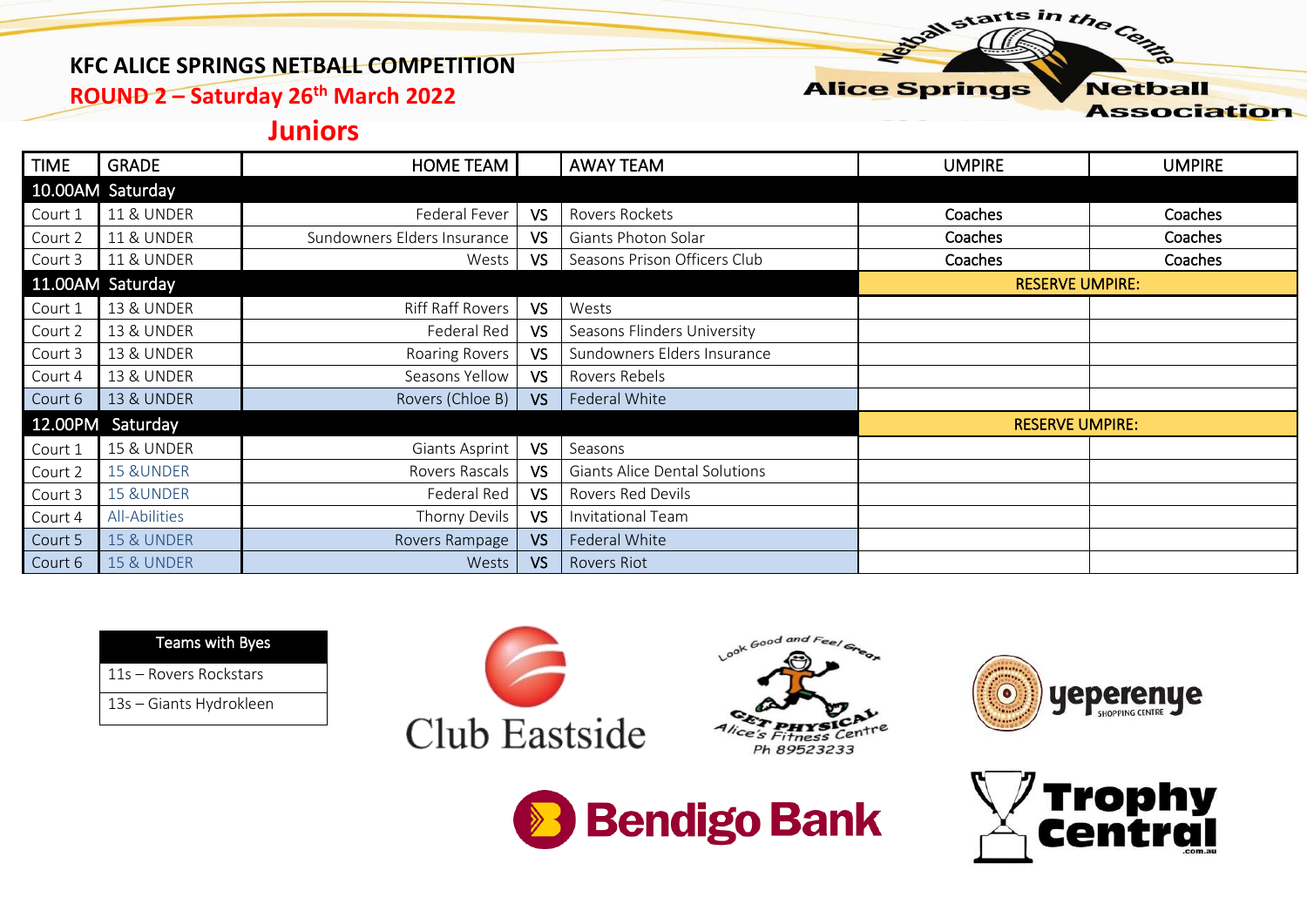# KFC ALICE SPRINGS NETBALL COMPETITION

## ROUND 2 – Saturday 26th March 2022

## Juniors

| TIME | GRADE | HOME TEAM | | AWAY TEAM | UMPIRE | UMPIRE |
|---|---|---|---|---|---|---|
| 10.00AM Saturday | | | | | | |
| Court 1 | 11 & UNDER | Federal Fever | VS | Rovers Rockets | Coaches | Coaches |
| Court 2 | 11 & UNDER | Sundowners Elders Insurance | VS | Giants Photon Solar | Coaches | Coaches |
| Court 3 | 11 & UNDER | Wests | VS | Seasons Prison Officers Club | Coaches | Coaches |
| 11.00AM Saturday | | | | | RESERVE UMPIRE: | |
| Court 1 | 13 & UNDER | Riff Raff Rovers | VS | Wests | | |
| Court 2 | 13 & UNDER | Federal Red | VS | Seasons Flinders University | | |
| Court 3 | 13 & UNDER | Roaring Rovers | VS | Sundowners Elders Insurance | | |
| Court 4 | 13 & UNDER | Seasons Yellow | VS | Rovers Rebels | | |
| Court 6 | 13 & UNDER | Rovers (Chloe B) | VS | Federal White | | |
| 12.00PM Saturday | | | | | RESERVE UMPIRE: | |
| Court 1 | 15 & UNDER | Giants Asprint | VS | Seasons | | |
| Court 2 | 15 &UNDER | Rovers Rascals | VS | Giants Alice Dental Solutions | | |
| Court 3 | 15 &UNDER | Federal Red | VS | Rovers Red Devils | | |
| Court 4 | All-Abilities | Thorny Devils | VS | Invitational Team | | |
| Court 5 | 15 & UNDER | Rovers Rampage | VS | Federal White | | |
| Court 6 | 15 & UNDER | Wests | VS | Rovers Riot | | |

| Teams with Byes |
|---|
| 11s – Rovers Rockstars |
| 13s – Giants Hydrokleen |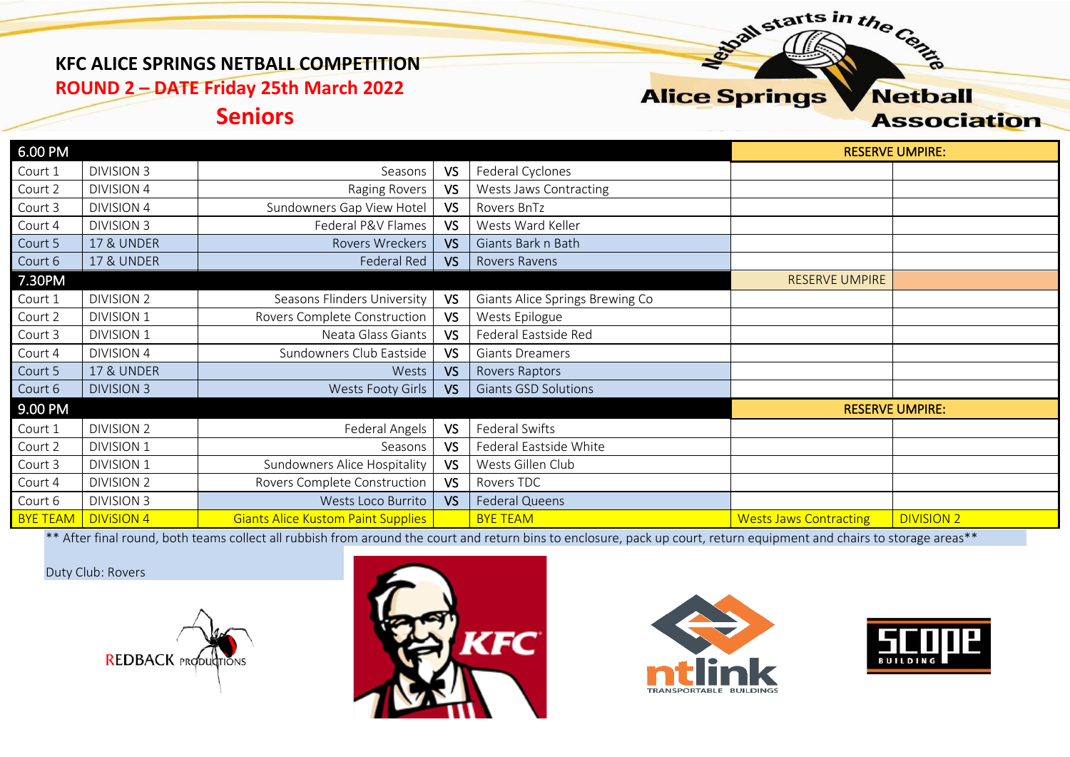# KFC ALICE SPRINGS NETBALL COMPETITION

## ROUND 2 – DATE Friday 25th March 2022

## Seniors

| | | | | | | |
|---|---|---|---|---|---|---|
| 6.00 PM | | | | | RESERVE UMPIRE: | |
| Court 1 | DIVISION 3 | Seasons | VS | Federal Cyclones | | |
| Court 2 | DIVISION 4 | Raging Rovers | VS | Wests Jaws Contracting | | |
| Court 3 | DIVISION 4 | Sundowners Gap View Hotel | VS | Rovers BnTz | | |
| Court 4 | DIVISION 3 | Federal P&V Flames | VS | Wests Ward Keller | | |
| Court 5 | 17 & UNDER | Rovers Wreckers | VS | Giants Bark n Bath | | |
| Court 6 | 17 & UNDER | Federal Red | VS | Rovers Ravens | | |
| 7.30PM | | | | | RESERVE UMPIRE | |
| Court 1 | DIVISION 2 | Seasons Flinders University | VS | Giants Alice Springs Brewing Co | | |
| Court 2 | DIVISION 1 | Rovers Complete Construction | VS | Wests Epilogue | | |
| Court 3 | DIVISION 1 | Neata Glass Giants | VS | Federal Eastside Red | | |
| Court 4 | DIVISION 4 | Sundowners Club Eastside | VS | Giants Dreamers | | |
| Court 5 | 17 & UNDER | Wests | VS | Rovers Raptors | | |
| Court 6 | DIVISION 3 | Wests Footy Girls | VS | Giants GSD Solutions | | |
| 9.00 PM | | | | | RESERVE UMPIRE: | |
| Court 1 | DIVISION 2 | Federal Angels | VS | Federal Swifts | | |
| Court 2 | DIVISION 1 | Seasons | VS | Federal Eastside White | | |
| Court 3 | DIVISION 1 | Sundowners Alice Hospitality | VS | Wests Gillen Club | | |
| Court 4 | DIVISION 2 | Rovers Complete Construction | VS | Rovers TDC | | |
| Court 6 | DIVISION 3 | Wests Loco Burrito | VS | Federal Queens | | |
| BYE TEAM | DIVISION 4 | Giants Alice Kustom Paint Supplies | | BYE TEAM | Wests Jaws Contracting | DIVISION 2 |

** After final round, both teams collect all rubbish from around the court and return bins to enclosure, pack up court, return equipment and chairs to storage areas**

Duty Club: Rovers